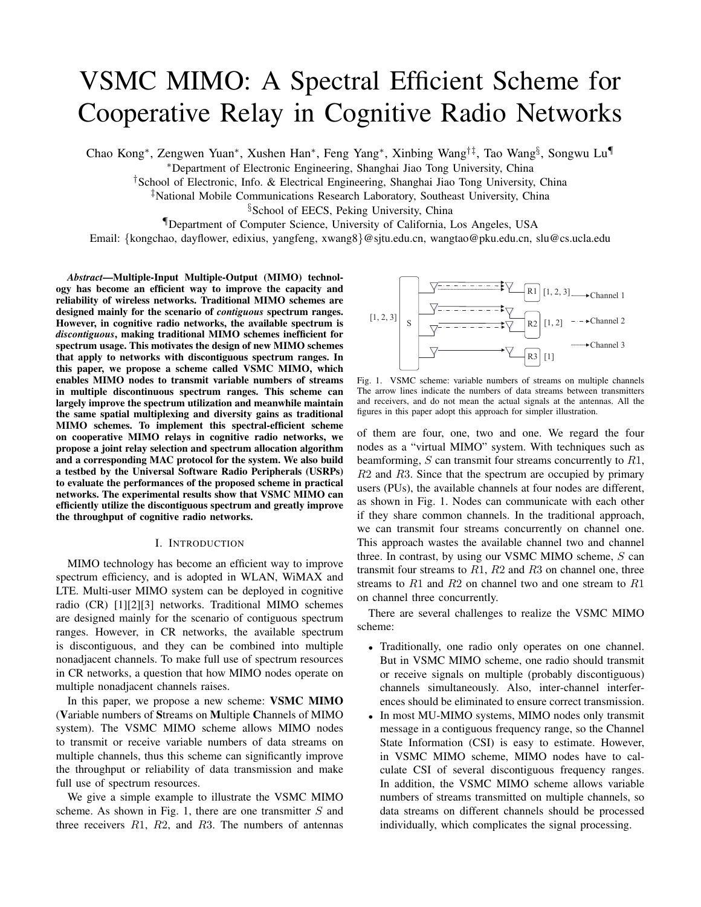# VSMC MIMO: A Spectral Efficient Scheme for Cooperative Relay in Cognitive Radio Networks

Chao Kong*, Zengwen Yuan*, Xushen Han*, Feng Yang*, Xinbing Wang†‡, Tao Wang§, Songwu Lu¶

*Department of Electronic Engineering, Shanghai Jiao Tong University, China

†School of Electronic, Info. & Electrical Engineering, Shanghai Jiao Tong University, China

‡National Mobile Communications Research Laboratory, Southeast University, China

§School of EECS, Peking University, China

¶Department of Computer Science, University of California, Los Angeles, USA

Email: {kongchao, dayflower, edixius, yangfeng, xwang8}@sjtu.edu.cn, wangtao@pku.edu.cn, slu@cs.ucla.edu

***Abstract*—Multiple-Input Multiple-Output (MIMO) technology has become an efficient way to improve the capacity and reliability of wireless networks. Traditional MIMO schemes are designed mainly for the scenario of *contiguous* spectrum ranges. However, in cognitive radio networks, the available spectrum is *discontiguous*, making traditional MIMO schemes inefficient for spectrum usage. This motivates the design of new MIMO schemes that apply to networks with discontiguous spectrum ranges. In this paper, we propose a scheme called VSMC MIMO, which enables MIMO nodes to transmit variable numbers of streams in multiple discontinuous spectrum ranges. This scheme can largely improve the spectrum utilization and meanwhile maintain the same spatial multiplexing and diversity gains as traditional MIMO schemes. To implement this spectral-efficient scheme on cooperative MIMO relays in cognitive radio networks, we propose a joint relay selection and spectrum allocation algorithm and a corresponding MAC protocol for the system. We also build a testbed by the Universal Software Radio Peripherals (USRPs) to evaluate the performances of the proposed scheme in practical networks. The experimental results show that VSMC MIMO can efficiently utilize the discontiguous spectrum and greatly improve the throughput of cognitive radio networks.**

## I. Introduction

MIMO technology has become an efficient way to improve spectrum efficiency, and is adopted in WLAN, WiMAX and LTE. Multi-user MIMO system can be deployed in cognitive radio (CR) [1][2][3] networks. Traditional MIMO schemes are designed mainly for the scenario of contiguous spectrum ranges. However, in CR networks, the available spectrum is discontiguous, and they can be combined into multiple nonadjacent channels. To make full use of spectrum resources in CR networks, a question that how MIMO nodes operate on multiple nonadjacent channels raises.

In this paper, we propose a new scheme: **VSMC MIMO** (**V**ariable numbers of **S**treams on **M**ultiple **C**hannels of MIMO system). The VSMC MIMO scheme allows MIMO nodes to transmit or receive variable numbers of data streams on multiple channels, thus this scheme can significantly improve the throughput or reliability of data transmission and make full use of spectrum resources.

We give a simple example to illustrate the VSMC MIMO scheme. As shown in Fig. 1, there are one transmitter $S$ and three receivers $R1$, $R2$, and $R3$. The numbers of antennas of them are four, one, two and one. We regard the four nodes as a "virtual MIMO" system. With techniques such as beamforming, $S$ can transmit four streams concurrently to $R1$, $R2$ and $R3$. Since that the spectrum are occupied by primary users (PUs), the available channels at four nodes are different, as shown in Fig. 1. Nodes can communicate with each other if they share common channels. In the traditional approach, we can transmit four streams concurrently on channel one. This approach wastes the available channel two and channel three. In contrast, by using our VSMC MIMO scheme, $S$ can transmit four streams to $R1$, $R2$ and $R3$ on channel one, three streams to $R1$ and $R2$ on channel two and one stream to $R1$ on channel three concurrently.

[1, 2, 3]
S
R1 [1, 2, 3]
R2 [1, 2]
R3 [1]
Channel 1
Channel 2
Channel 3

Fig. 1. VSMC scheme: variable numbers of streams on multiple channels The arrow lines indicate the numbers of data streams between transmitters and receivers, and do not mean the actual signals at the antennas. All the figures in this paper adopt this approach for simpler illustration.

There are several challenges to realize the VSMC MIMO scheme:

- Traditionally, one radio only operates on one channel. But in VSMC MIMO scheme, one radio should transmit or receive signals on multiple (probably discontiguous) channels simultaneously. Also, inter-channel interferences should be eliminated to ensure correct transmission.
- In most MU-MIMO systems, MIMO nodes only transmit message in a contiguous frequency range, so the Channel State Information (CSI) is easy to estimate. However, in VSMC MIMO scheme, MIMO nodes have to calculate CSI of several discontiguous frequency ranges. In addition, the VSMC MIMO scheme allows variable numbers of streams transmitted on multiple channels, so data streams on different channels should be processed individually, which complicates the signal processing.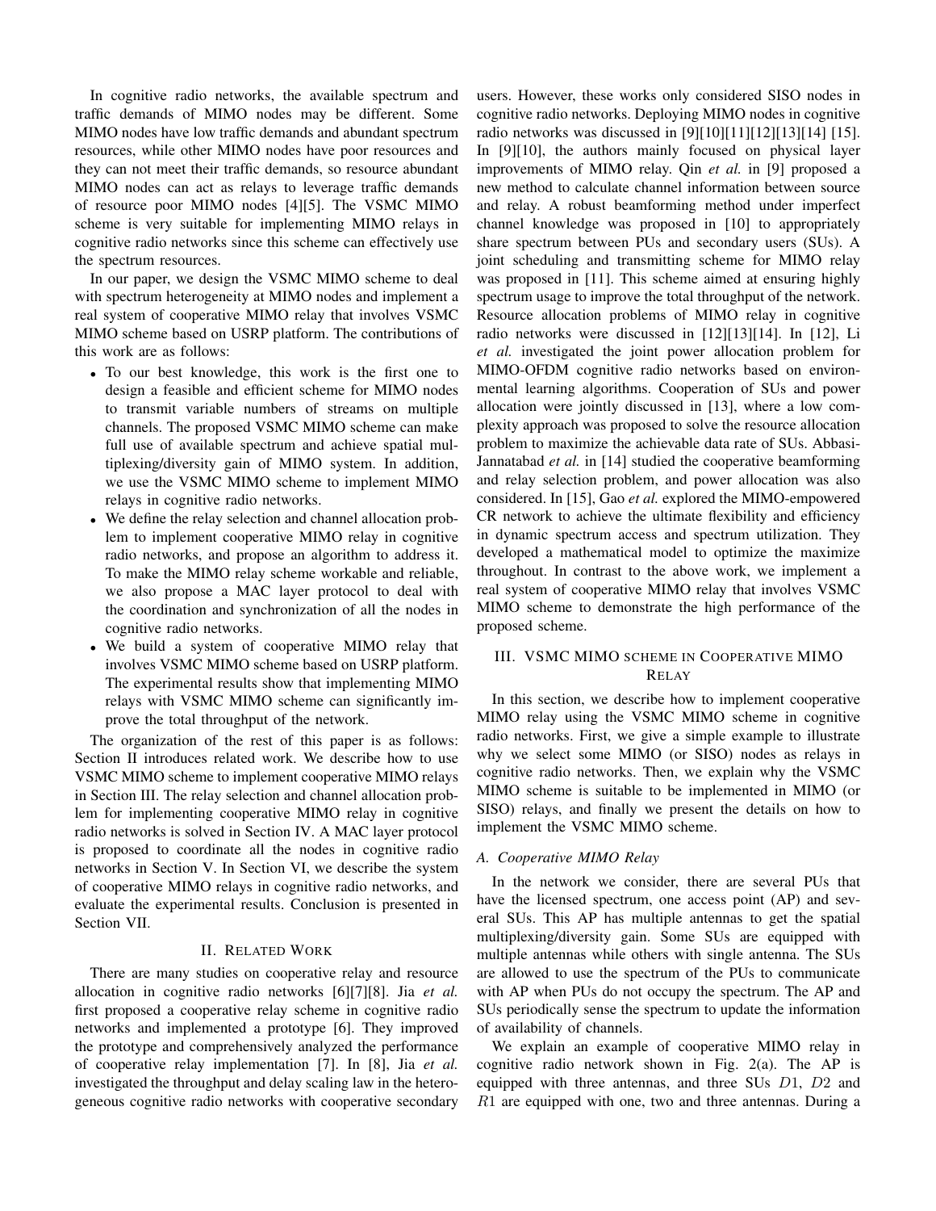In cognitive radio networks, the available spectrum and traffic demands of MIMO nodes may be different. Some MIMO nodes have low traffic demands and abundant spectrum resources, while other MIMO nodes have poor resources and they can not meet their traffic demands, so resource abundant MIMO nodes can act as relays to leverage traffic demands of resource poor MIMO nodes [4][5]. The VSMC MIMO scheme is very suitable for implementing MIMO relays in cognitive radio networks since this scheme can effectively use the spectrum resources.

In our paper, we design the VSMC MIMO scheme to deal with spectrum heterogeneity at MIMO nodes and implement a real system of cooperative MIMO relay that involves VSMC MIMO scheme based on USRP platform. The contributions of this work are as follows:

- To our best knowledge, this work is the first one to design a feasible and efficient scheme for MIMO nodes to transmit variable numbers of streams on multiple channels. The proposed VSMC MIMO scheme can make full use of available spectrum and achieve spatial multiplexing/diversity gain of MIMO system. In addition, we use the VSMC MIMO scheme to implement MIMO relays in cognitive radio networks.
- We define the relay selection and channel allocation problem to implement cooperative MIMO relay in cognitive radio networks, and propose an algorithm to address it. To make the MIMO relay scheme workable and reliable, we also propose a MAC layer protocol to deal with the coordination and synchronization of all the nodes in cognitive radio networks.
- We build a system of cooperative MIMO relay that involves VSMC MIMO scheme based on USRP platform. The experimental results show that implementing MIMO relays with VSMC MIMO scheme can significantly improve the total throughput of the network.

The organization of the rest of this paper is as follows: Section II introduces related work. We describe how to use VSMC MIMO scheme to implement cooperative MIMO relays in Section III. The relay selection and channel allocation problem for implementing cooperative MIMO relay in cognitive radio networks is solved in Section IV. A MAC layer protocol is proposed to coordinate all the nodes in cognitive radio networks in Section V. In Section VI, we describe the system of cooperative MIMO relays in cognitive radio networks, and evaluate the experimental results. Conclusion is presented in Section VII.

## II. Related Work

There are many studies on cooperative relay and resource allocation in cognitive radio networks [6][7][8]. Jia *et al.* first proposed a cooperative relay scheme in cognitive radio networks and implemented a prototype [6]. They improved the prototype and comprehensively analyzed the performance of cooperative relay implementation [7]. In [8], Jia *et al.* investigated the throughput and delay scaling law in the heterogeneous cognitive radio networks with cooperative secondary users. However, these works only considered SISO nodes in cognitive radio networks. Deploying MIMO nodes in cognitive radio networks was discussed in [9][10][11][12][13][14] [15]. In [9][10], the authors mainly focused on physical layer improvements of MIMO relay. Qin *et al.* in [9] proposed a new method to calculate channel information between source and relay. A robust beamforming method under imperfect channel knowledge was proposed in [10] to appropriately share spectrum between PUs and secondary users (SUs). A joint scheduling and transmitting scheme for MIMO relay was proposed in [11]. This scheme aimed at ensuring highly spectrum usage to improve the total throughput of the network. Resource allocation problems of MIMO relay in cognitive radio networks were discussed in [12][13][14]. In [12], Li *et al.* investigated the joint power allocation problem for MIMO-OFDM cognitive radio networks based on environmental learning algorithms. Cooperation of SUs and power allocation were jointly discussed in [13], where a low complexity approach was proposed to solve the resource allocation problem to maximize the achievable data rate of SUs. Abbasi-Jannatabad *et al.* in [14] studied the cooperative beamforming and relay selection problem, and power allocation was also considered. In [15], Gao *et al.* explored the MIMO-empowered CR network to achieve the ultimate flexibility and efficiency in dynamic spectrum access and spectrum utilization. They developed a mathematical model to optimize the maximize throughout. In contrast to the above work, we implement a real system of cooperative MIMO relay that involves VSMC MIMO scheme to demonstrate the high performance of the proposed scheme.

## III. VSMC MIMO Scheme in Cooperative MIMO Relay

In this section, we describe how to implement cooperative MIMO relay using the VSMC MIMO scheme in cognitive radio networks. First, we give a simple example to illustrate why we select some MIMO (or SISO) nodes as relays in cognitive radio networks. Then, we explain why the VSMC MIMO scheme is suitable to be implemented in MIMO (or SISO) relays, and finally we present the details on how to implement the VSMC MIMO scheme.

### A. Cooperative MIMO Relay

In the network we consider, there are several PUs that have the licensed spectrum, one access point (AP) and several SUs. This AP has multiple antennas to get the spatial multiplexing/diversity gain. Some SUs are equipped with multiple antennas while others with single antenna. The SUs are allowed to use the spectrum of the PUs to communicate with AP when PUs do not occupy the spectrum. The AP and SUs periodically sense the spectrum to update the information of availability of channels.

We explain an example of cooperative MIMO relay in cognitive radio network shown in Fig. 2(a). The AP is equipped with three antennas, and three SUs $D1$, $D2$ and $R1$ are equipped with one, two and three antennas. During a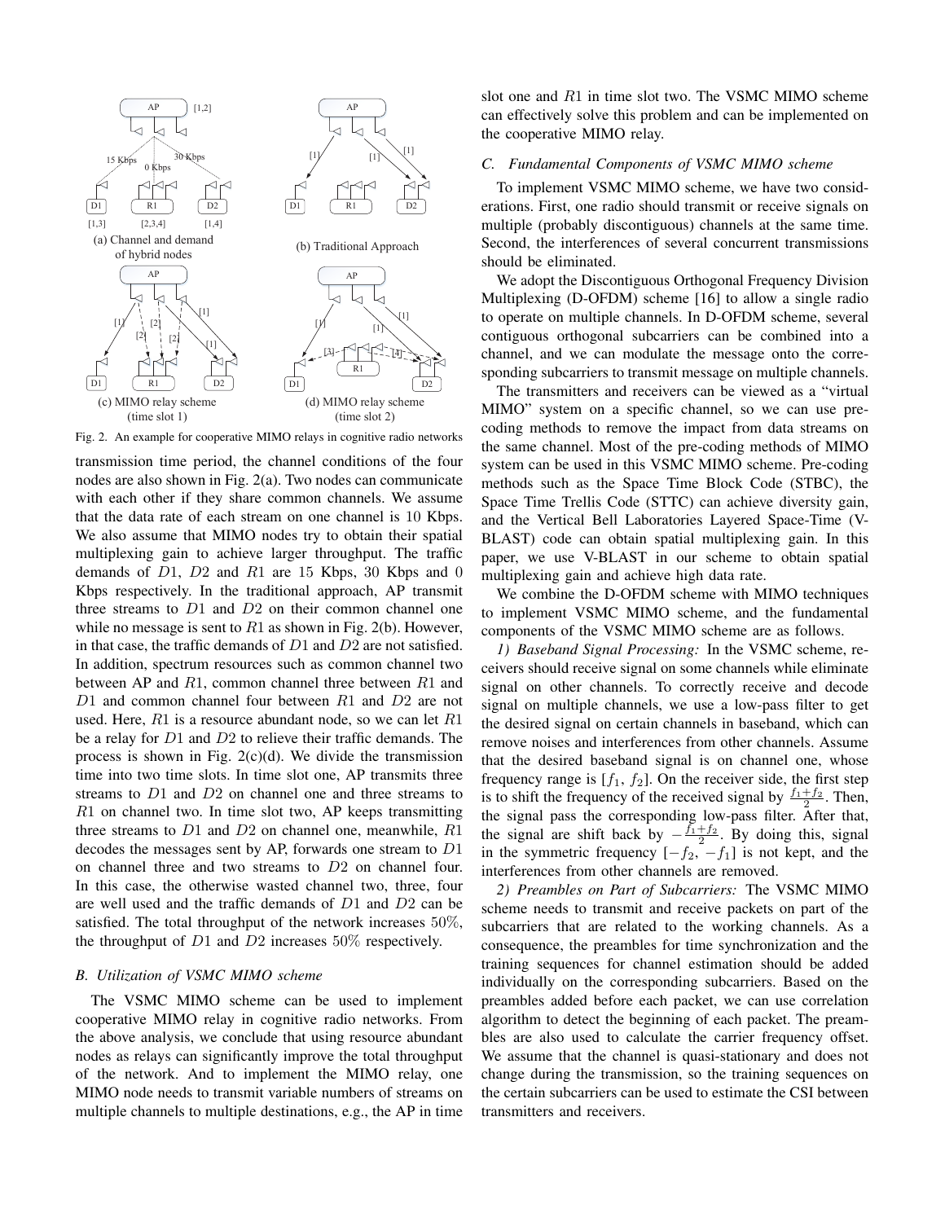Fig. 2. An example for cooperative MIMO relays in cognitive radio networks

transmission time period, the channel conditions of the four nodes are also shown in Fig. 2(a). Two nodes can communicate with each other if they share common channels. We assume that the data rate of each stream on one channel is 10 Kbps. We also assume that MIMO nodes try to obtain their spatial multiplexing gain to achieve larger throughput. The traffic demands of $D1$, $D2$ and $R1$ are 15 Kbps, 30 Kbps and 0 Kbps respectively. In the traditional approach, AP transmit three streams to $D1$ and $D2$ on their common channel one while no message is sent to $R1$ as shown in Fig. 2(b). However, in that case, the traffic demands of $D1$ and $D2$ are not satisfied. In addition, spectrum resources such as common channel two between AP and $R1$, common channel three between $R1$ and $D1$ and common channel four between $R1$ and $D2$ are not used. Here, $R1$ is a resource abundant node, so we can let $R1$ be a relay for $D1$ and $D2$ to relieve their traffic demands. The process is shown in Fig. 2(c)(d). We divide the transmission time into two time slots. In time slot one, AP transmits three streams to $D1$ and $D2$ on channel one and three streams to $R1$ on channel two. In time slot two, AP keeps transmitting three streams to $D1$ and $D2$ on channel one, meanwhile, $R1$ decodes the messages sent by AP, forwards one stream to $D1$ on channel three and two streams to $D2$ on channel four. In this case, the otherwise wasted channel two, three, four are well used and the traffic demands of $D1$ and $D2$ can be satisfied. The total throughput of the network increases $50\%$, the throughput of $D1$ and $D2$ increases $50\%$ respectively.

### B. Utilization of VSMC MIMO scheme

The VSMC MIMO scheme can be used to implement cooperative MIMO relay in cognitive radio networks. From the above analysis, we conclude that using resource abundant nodes as relays can significantly improve the total throughput of the network. And to implement the MIMO relay, one MIMO node needs to transmit variable numbers of streams on multiple channels to multiple destinations, e.g., the AP in time slot one and $R1$ in time slot two. The VSMC MIMO scheme can effectively solve this problem and can be implemented on the cooperative MIMO relay.

### C. Fundamental Components of VSMC MIMO scheme

To implement VSMC MIMO scheme, we have two considerations. First, one radio should transmit or receive signals on multiple (probably discontiguous) channels at the same time. Second, the interferences of several concurrent transmissions should be eliminated.

We adopt the Discontiguous Orthogonal Frequency Division Multiplexing (D-OFDM) scheme [16] to allow a single radio to operate on multiple channels. In D-OFDM scheme, several contiguous orthogonal subcarriers can be combined into a channel, and we can modulate the message onto the corresponding subcarriers to transmit message on multiple channels.

The transmitters and receivers can be viewed as a "virtual MIMO" system on a specific channel, so we can use pre-coding methods to remove the impact from data streams on the same channel. Most of the pre-coding methods of MIMO system can be used in this VSMC MIMO scheme. Pre-coding methods such as the Space Time Block Code (STBC), the Space Time Trellis Code (STTC) can achieve diversity gain, and the Vertical Bell Laboratories Layered Space-Time (V-BLAST) code can obtain spatial multiplexing gain. In this paper, we use V-BLAST in our scheme to obtain spatial multiplexing gain and achieve high data rate.

We combine the D-OFDM scheme with MIMO techniques to implement VSMC MIMO scheme, and the fundamental components of the VSMC MIMO scheme are as follows.

*1) Baseband Signal Processing:* In the VSMC scheme, receivers should receive signal on some channels while eliminate signal on other channels. To correctly receive and decode signal on multiple channels, we use a low-pass filter to get the desired signal on certain channels in baseband, which can remove noises and interferences from other channels. Assume that the desired baseband signal is on channel one, whose frequency range is $[f_1, f_2]$. On the receiver side, the first step is to shift the frequency of the received signal by $\frac{f_1+f_2}{2}$. Then, the signal pass the corresponding low-pass filter. After that, the signal are shift back by $-\frac{f_1+f_2}{2}$. By doing this, signal in the symmetric frequency $[-f_2, -f_1]$ is not kept, and the interferences from other channels are removed.

*2) Preambles on Part of Subcarriers:* The VSMC MIMO scheme needs to transmit and receive packets on part of the subcarriers that are related to the working channels. As a consequence, the preambles for time synchronization and the training sequences for channel estimation should be added individually on the corresponding subcarriers. Based on the preambles added before each packet, we can use correlation algorithm to detect the beginning of each packet. The preambles are also used to calculate the carrier frequency offset. We assume that the channel is quasi-stationary and does not change during the transmission, so the training sequences on the certain subcarriers can be used to estimate the CSI between transmitters and receivers.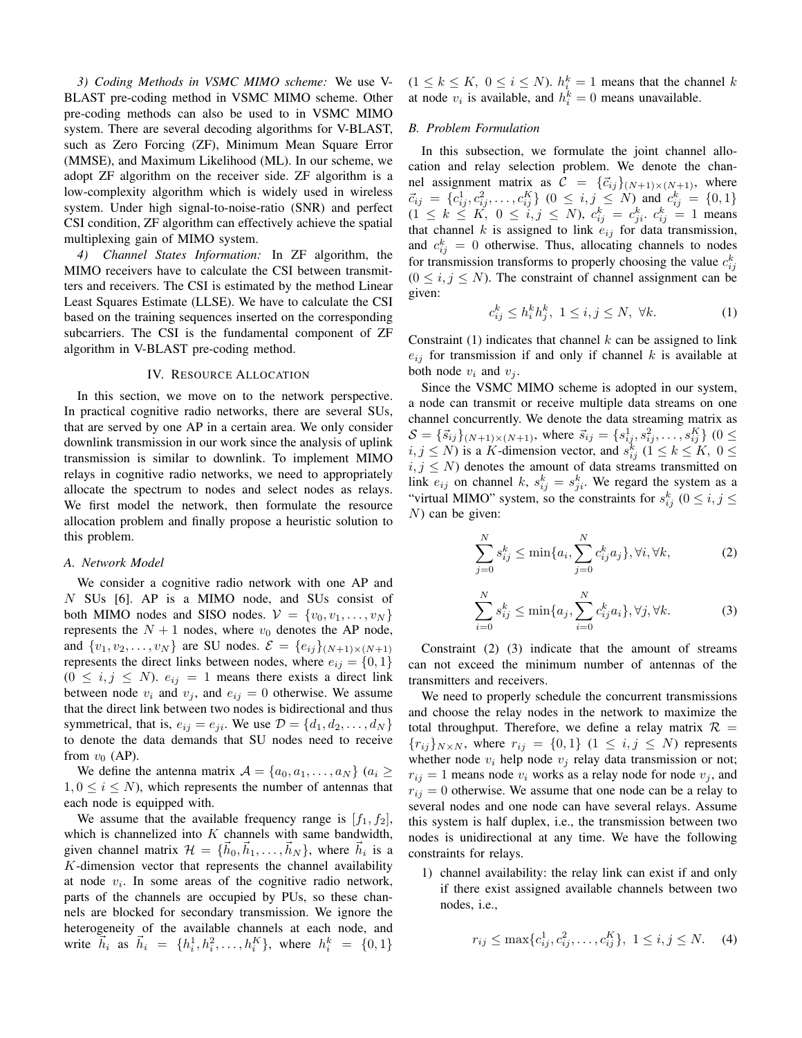*3) Coding Methods in VSMC MIMO scheme:* We use V-BLAST pre-coding method in VSMC MIMO scheme. Other pre-coding methods can also be used to in VSMC MIMO system. There are several decoding algorithms for V-BLAST, such as Zero Forcing (ZF), Minimum Mean Square Error (MMSE), and Maximum Likelihood (ML). In our scheme, we adopt ZF algorithm on the receiver side. ZF algorithm is a low-complexity algorithm which is widely used in wireless system. Under high signal-to-noise-ratio (SNR) and perfect CSI condition, ZF algorithm can effectively achieve the spatial multiplexing gain of MIMO system.

*4) Channel States Information:* In ZF algorithm, the MIMO receivers have to calculate the CSI between transmitters and receivers. The CSI is estimated by the method Linear Least Squares Estimate (LLSE). We have to calculate the CSI based on the training sequences inserted on the corresponding subcarriers. The CSI is the fundamental component of ZF algorithm in V-BLAST pre-coding method.

## IV. Resource Allocation

In this section, we move on to the network perspective. In practical cognitive radio networks, there are several SUs, that are served by one AP in a certain area. We only consider downlink transmission in our work since the analysis of uplink transmission is similar to downlink. To implement MIMO relays in cognitive radio networks, we need to appropriately allocate the spectrum to nodes and select nodes as relays. We first model the network, then formulate the resource allocation problem and finally propose a heuristic solution to this problem.

### A. Network Model

We consider a cognitive radio network with one AP and $N$ SUs [6]. AP is a MIMO node, and SUs consist of both MIMO nodes and SISO nodes. $\mathcal{V} = \{v_0, v_1, \ldots, v_N\}$ represents the $N+1$ nodes, where $v_0$ denotes the AP node, and $\{v_1, v_2, \ldots, v_N\}$ are SU nodes. $\mathcal{E} = \{e_{ij}\}_{(N+1)\times(N+1)}$ represents the direct links between nodes, where $e_{ij} = \{0, 1\}$ $(0 \le i, j \le N)$. $e_{ij} = 1$ means there exists a direct link between node $v_i$ and $v_j$, and $e_{ij} = 0$ otherwise. We assume that the direct link between two nodes is bidirectional and thus symmetrical, that is, $e_{ij} = e_{ji}$. We use $\mathcal{D} = \{d_1, d_2, \ldots, d_N\}$ to denote the data demands that SU nodes need to receive from $v_0$ (AP).

We define the antenna matrix $\mathcal{A} = \{a_0, a_1, \ldots, a_N\}$ $(a_i \ge 1, 0 \le i \le N)$, which represents the number of antennas that each node is equipped with.

We assume that the available frequency range is $[f_1, f_2]$, which is channelized into $K$ channels with same bandwidth, given channel matrix $\mathcal{H} = \{\vec{h}_0, \vec{h}_1, \ldots, \vec{h}_N\}$, where $\vec{h}_i$ is a $K$-dimension vector that represents the channel availability at node $v_i$. In some areas of the cognitive radio network, parts of the channels are occupied by PUs, so these channels are blocked for secondary transmission. We ignore the heterogeneity of the available channels at each node, and write $\vec{h}_i$ as $\vec{h}_i = \{h_i^1, h_i^2, \ldots, h_i^K\}$, where $h_i^k = \{0, 1\}$ $(1 \le k \le K,\ 0 \le i \le N)$. $h_i^k = 1$ means that the channel $k$ at node $v_i$ is available, and $h_i^k = 0$ means unavailable.

### B. Problem Formulation

In this subsection, we formulate the joint channel allocation and relay selection problem. We denote the channel assignment matrix as $\mathcal{C} = \{\vec{c}_{ij}\}_{(N+1)\times(N+1)}$, where $\vec{c}_{ij} = \{c_{ij}^1, c_{ij}^2, \ldots, c_{ij}^K\}$ $(0 \le i, j \le N)$ and $c_{ij}^k = \{0, 1\}$ $(1 \le k \le K,\ 0 \le i, j \le N)$, $c_{ij}^k = c_{ji}^k$. $c_{ij}^k = 1$ means that channel $k$ is assigned to link $e_{ij}$ for data transmission, and $c_{ij}^k = 0$ otherwise. Thus, allocating channels to nodes for transmission transforms to properly choosing the value $c_{ij}^k$ $(0 \le i, j \le N)$. The constraint of channel assignment can be given:

$$c_{ij}^k \le h_i^k h_j^k,\ 1 \le i, j \le N,\ \forall k. \tag{1}$$

Constraint (1) indicates that channel $k$ can be assigned to link $e_{ij}$ for transmission if and only if channel $k$ is available at both node $v_i$ and $v_j$.

Since the VSMC MIMO scheme is adopted in our system, a node can transmit or receive multiple data streams on one channel concurrently. We denote the data streaming matrix as $\mathcal{S} = \{\vec{s}_{ij}\}_{(N+1)\times(N+1)}$, where $\vec{s}_{ij} = \{s_{ij}^1, s_{ij}^2, \ldots, s_{ij}^K\}$ $(0 \le i, j \le N)$ is a $K$-dimension vector, and $s_{ij}^k$ $(1 \le k \le K,\ 0 \le i, j \le N)$ denotes the amount of data streams transmitted on link $e_{ij}$ on channel $k$, $s_{ij}^k = s_{ji}^k$. We regard the system as a "virtual MIMO" system, so the constraints for $s_{ij}^k$ $(0 \le i, j \le N)$ can be given:

$$\sum_{j=0}^{N} s_{ij}^k \le \min\{a_i, \sum_{j=0}^{N} c_{ij}^k a_j\}, \forall i, \forall k, \tag{2}$$

$$\sum_{i=0}^{N} s_{ij}^k \le \min\{a_j, \sum_{i=0}^{N} c_{ij}^k a_i\}, \forall j, \forall k. \tag{3}$$

Constraint (2) (3) indicate that the amount of streams can not exceed the minimum number of antennas of the transmitters and receivers.

We need to properly schedule the concurrent transmissions and choose the relay nodes in the network to maximize the total throughput. Therefore, we define a relay matrix $\mathcal{R} = \{r_{ij}\}_{N\times N}$, where $r_{ij} = \{0, 1\}$ $(1 \le i, j \le N)$ represents whether node $v_i$ help node $v_j$ relay data transmission or not; $r_{ij} = 1$ means node $v_i$ works as a relay node for node $v_j$, and $r_{ij} = 0$ otherwise. We assume that one node can be a relay to several nodes and one node can have several relays. Assume this system is half duplex, i.e., the transmission between two nodes is unidirectional at any time. We have the following constraints for relays.

1) channel availability: the relay link can exist if and only if there exist assigned available channels between two nodes, i.e.,

$$r_{ij} \le \max\{c_{ij}^1, c_{ij}^2, \ldots, c_{ij}^K\},\ 1 \le i, j \le N. \tag{4}$$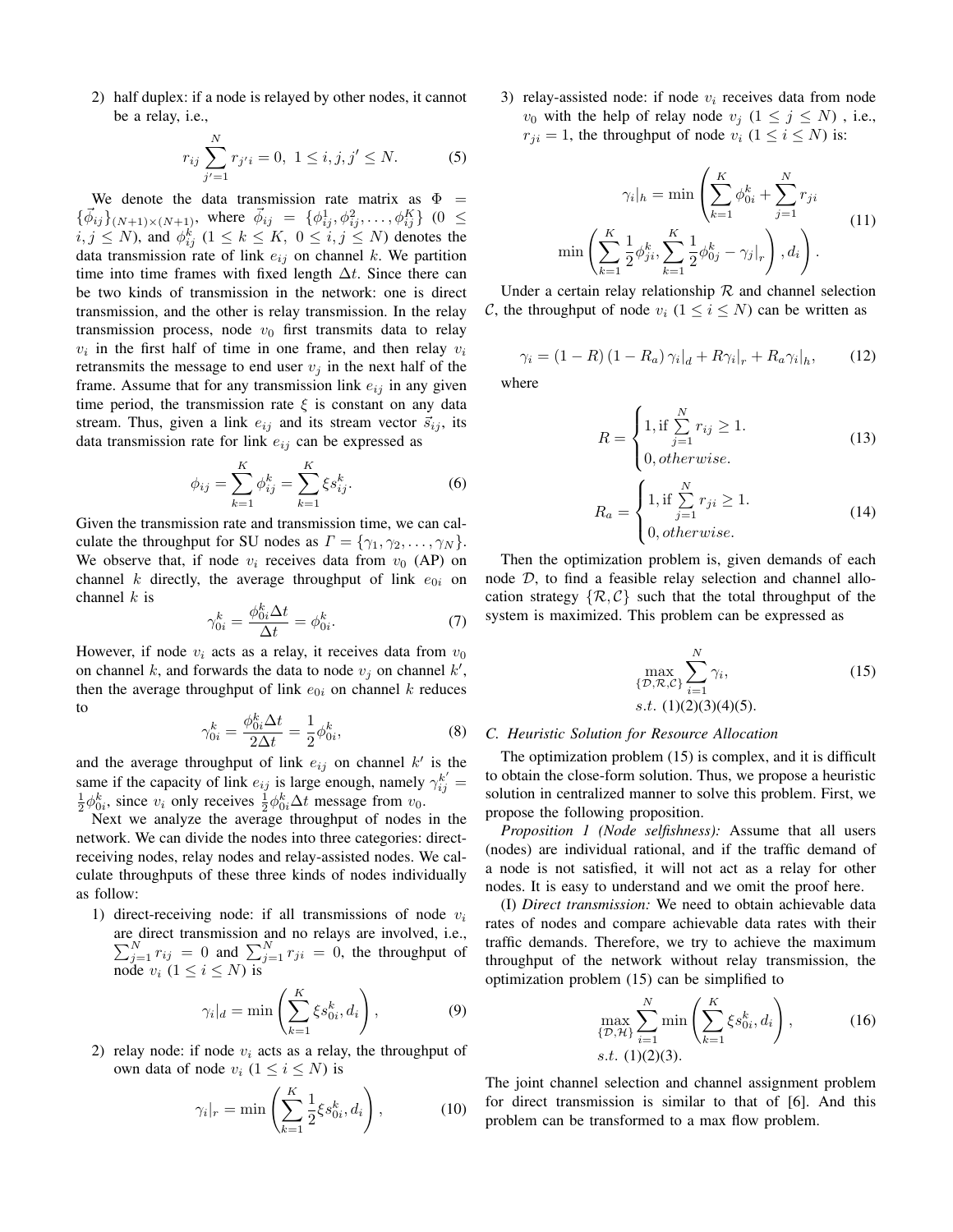2) half duplex: if a node is relayed by other nodes, it cannot be a relay, i.e.,

$$r_{ij} \sum_{j'=1}^{N} r_{j'i} = 0,\ 1 \le i, j, j' \le N. \tag{5}$$

We denote the data transmission rate matrix as $\Phi = \{\vec{\phi}_{ij}\}_{(N+1)\times(N+1)}$, where $\vec{\phi}_{ij} = \{\phi_{ij}^1, \phi_{ij}^2, \ldots, \phi_{ij}^K\}$ $(0 \le i, j \le N)$, and $\phi_{ij}^k$ $(1 \le k \le K,\ 0 \le i, j \le N)$ denotes the data transmission rate of link $e_{ij}$ on channel $k$. We partition time into time frames with fixed length $\Delta t$. Since there can be two kinds of transmission in the network: one is direct transmission, and the other is relay transmission. In the relay transmission process, node $v_0$ first transmits data to relay $v_i$ in the first half of time in one frame, and then relay $v_i$ retransmits the message to end user $v_j$ in the next half of the frame. Assume that for any transmission link $e_{ij}$ in any given time period, the transmission rate $\xi$ is constant on any data stream. Thus, given a link $e_{ij}$ and its stream vector $\vec{s}_{ij}$, its data transmission rate for link $e_{ij}$ can be expressed as

$$\phi_{ij} = \sum_{k=1}^{K} \phi_{ij}^k = \sum_{k=1}^{K} \xi s_{ij}^k. \tag{6}$$

Given the transmission rate and transmission time, we can calculate the throughput for SU nodes as $\mathit{\Gamma} = \{\gamma_1, \gamma_2, \ldots, \gamma_N\}$. We observe that, if node $v_i$ receives data from $v_0$ (AP) on channel $k$ directly, the average throughput of link $e_{0i}$ on channel $k$ is

$$\gamma_{0i}^k = \frac{\phi_{0i}^k \Delta t}{\Delta t} = \phi_{0i}^k. \tag{7}$$

However, if node $v_i$ acts as a relay, it receives data from $v_0$ on channel $k$, and forwards the data to node $v_j$ on channel $k'$, then the average throughput of link $e_{0i}$ on channel $k$ reduces to

$$\gamma_{0i}^k = \frac{\phi_{0i}^k \Delta t}{2\Delta t} = \frac{1}{2}\phi_{0i}^k, \tag{8}$$

and the average throughput of link $e_{ij}$ on channel $k'$ is the same if the capacity of link $e_{ij}$ is large enough, namely $\gamma_{ij}^{k'} = \frac{1}{2}\phi_{0i}^k$, since $v_i$ only receives $\frac{1}{2}\phi_{0i}^k \Delta t$ message from $v_0$.

Next we analyze the average throughput of nodes in the network. We can divide the nodes into three categories: direct-receiving nodes, relay nodes and relay-assisted nodes. We calculate throughputs of these three kinds of nodes individually as follow:

1) direct-receiving node: if all transmissions of node $v_i$ are direct transmission and no relays are involved, i.e., $\sum_{j=1}^{N} r_{ij} = 0$ and $\sum_{j=1}^{N} r_{ji} = 0$, the throughput of node $v_i$ $(1 \le i \le N)$ is

$$\gamma_i|_d = \min\left(\sum_{k=1}^{K} \xi s_{0i}^k, d_i\right), \tag{9}$$

2) relay node: if node $v_i$ acts as a relay, the throughput of own data of node $v_i$ $(1 \le i \le N)$ is

$$\gamma_i|_r = \min\left(\sum_{k=1}^{K} \frac{1}{2}\xi s_{0i}^k, d_i\right), \tag{10}$$

3) relay-assisted node: if node $v_i$ receives data from node $v_0$ with the help of relay node $v_j$ $(1 \le j \le N)$ , i.e., $r_{ji} = 1$, the throughput of node $v_i$ $(1 \le i \le N)$ is:

$$\gamma_i|_h = \min\left(\sum_{k=1}^{K} \phi_{0i}^k + \sum_{j=1}^{N} r_{ji} \min\left(\sum_{k=1}^{K} \frac{1}{2}\phi_{ji}^k, \sum_{k=1}^{K} \frac{1}{2}\phi_{0j}^k - \gamma_j|_r\right), d_i\right). \tag{11}$$

Under a certain relay relationship $\mathcal{R}$ and channel selection $\mathcal{C}$, the throughput of node $v_i$ $(1 \le i \le N)$ can be written as

$$\gamma_i = (1 - R)(1 - R_a)\gamma_i|_d + R\gamma_i|_r + R_a\gamma_i|_h, \tag{12}$$

where

$$R = \begin{cases} 1, \text{if } \sum\limits_{j=1}^{N} r_{ij} \ge 1. \\ 0, \mathit{otherwise}. \end{cases} \tag{13}$$

$$R_a = \begin{cases} 1, \text{if } \sum\limits_{j=1}^{N} r_{ji} \ge 1. \\ 0, \mathit{otherwise}. \end{cases} \tag{14}$$

Then the optimization problem is, given demands of each node $\mathcal{D}$, to find a feasible relay selection and channel allocation strategy $\{\mathcal{R}, \mathcal{C}\}$ such that the total throughput of the system is maximized. This problem can be expressed as

$$\begin{aligned} &\max_{\{\mathcal{D},\mathcal{R},\mathcal{C}\}} \sum_{i=1}^{N} \gamma_i, \\ &s.t.\ (1)(2)(3)(4)(5). \end{aligned} \tag{15}$$

### C. Heuristic Solution for Resource Allocation

The optimization problem (15) is complex, and it is difficult to obtain the close-form solution. Thus, we propose a heuristic solution in centralized manner to solve this problem. First, we propose the following proposition.

*Proposition 1 (Node selfishness):* Assume that all users (nodes) are individual rational, and if the traffic demand of a node is not satisfied, it will not act as a relay for other nodes. It is easy to understand and we omit the proof here.

(I) *Direct transmission:* We need to obtain achievable data rates of nodes and compare achievable data rates with their traffic demands. Therefore, we try to achieve the maximum throughput of the network without relay transmission, the optimization problem (15) can be simplified to

$$\begin{aligned} &\max_{\{\mathcal{D},\mathcal{H}\}} \sum_{i=1}^{N} \min\left(\sum_{k=1}^{K} \xi s_{0i}^k, d_i\right), \\ &s.t.\ (1)(2)(3). \end{aligned} \tag{16}$$

The joint channel selection and channel assignment problem for direct transmission is similar to that of [6]. And this problem can be transformed to a max flow problem.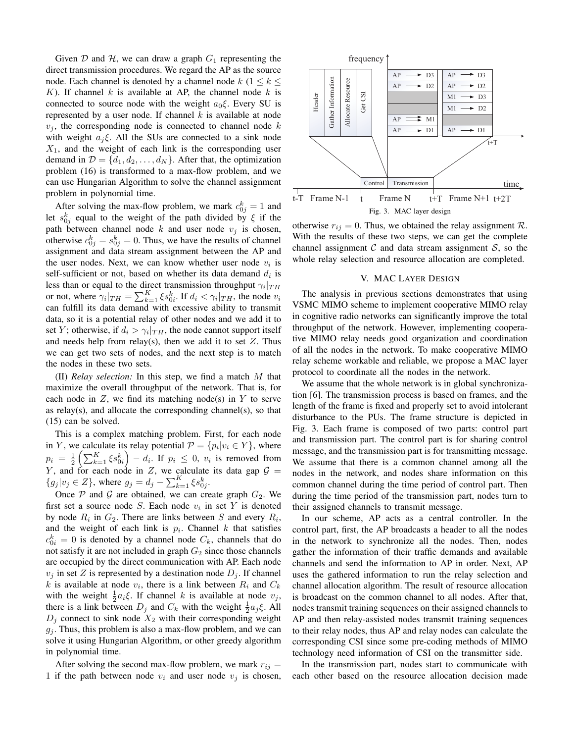Given $\mathcal{D}$ and $\mathcal{H}$, we can draw a graph $G_1$ representing the direct transmission procedures. We regard the AP as the source node. Each channel is denoted by a channel node $k$ ($1 \le k \le K$). If channel $k$ is available at AP, the channel node $k$ is connected to source node with the weight $a_0\xi$. Every SU is represented by a user node. If channel $k$ is available at node $v_j$, the corresponding node is connected to channel node $k$ with weight $a_j\xi$. All the SUs are connected to a sink node $X_1$, and the weight of each link is the corresponding user demand in $\mathcal{D} = \{d_1, d_2, \ldots, d_N\}$. After that, the optimization problem (16) is transformed to a max-flow problem, and we can use Hungarian Algorithm to solve the channel assignment problem in polynomial time.

After solving the max-flow problem, we mark $c_{0j}^k = 1$ and let $s_{0j}^k$ equal to the weight of the path divided by $\xi$ if the path between channel node $k$ and user node $v_j$ is chosen, otherwise $c_{0j}^k = s_{0j}^k = 0$. Thus, we have the results of channel assignment and data stream assignment between the AP and the user nodes. Next, we can know whether user node $v_i$ is self-sufficient or not, based on whether its data demand $d_i$ is less than or equal to the direct transmission throughput $\gamma_i|_{TH}$ or not, where $\gamma_i|_{TH} = \sum_{k=1}^{K} \xi s_{0i}^k$. If $d_i < \gamma_i|_{TH}$, the node $v_i$ can fulfill its data demand with excessive ability to transmit data, so it is a potential relay of other nodes and we add it to set $Y$; otherwise, if $d_i > \gamma_i|_{TH}$, the node cannot support itself and needs help from relay(s), then we add it to set $Z$. Thus we can get two sets of nodes, and the next step is to match the nodes in these two sets.

(II) *Relay selection:* In this step, we find a match $M$ that maximize the overall throughput of the network. That is, for each node in $Z$, we find its matching node(s) in $Y$ to serve as relay(s), and allocate the corresponding channel(s), so that (15) can be solved.

This is a complex matching problem. First, for each node in $Y$, we calculate its relay potential $\mathcal{P} = \{p_i | v_i \in Y\}$, where $p_i = \frac{1}{2}\left(\sum_{k=1}^{K} \xi s_{0i}^k\right) - d_i$. If $p_i \le 0$, $v_i$ is removed from $Y$, and for each node in $Z$, we calculate its data gap $\mathcal{G} = \{g_j | v_j \in Z\}$, where $g_j = d_j - \sum_{k=1}^{K} \xi s_{0j}^k$.

Once $\mathcal{P}$ and $\mathcal{G}$ are obtained, we can create graph $G_2$. We first set a source node $S$. Each node $v_i$ in set $Y$ is denoted by node $R_i$ in $G_2$. There are links between $S$ and every $R_i$, and the weight of each link is $p_i$. Channel $k$ that satisfies $c_{0i}^k = 0$ is denoted by a channel node $C_k$, channels that do not satisfy it are not included in graph $G_2$ since those channels are occupied by the direct communication with AP. Each node $v_j$ in set $Z$ is represented by a destination node $D_j$. If channel $k$ is available at node $v_i$, there is a link between $R_i$ and $C_k$ with the weight $\frac{1}{2}a_i\xi$. If channel $k$ is available at node $v_j$, there is a link between $D_j$ and $C_k$ with the weight $\frac{1}{2}a_j\xi$. All $D_j$ connect to sink node $X_2$ with their corresponding weight $g_j$. Thus, this problem is also a max-flow problem, and we can solve it using Hungarian Algorithm, or other greedy algorithm in polynomial time.

After solving the second max-flow problem, we mark $r_{ij} = 1$ if the path between node $v_i$ and user node $v_j$ is chosen, otherwise $r_{ij} = 0$. Thus, we obtained the relay assignment $\mathcal{R}$. With the results of these two steps, we can get the complete channel assignment $\mathcal{C}$ and data stream assignment $\mathcal{S}$, so the whole relay selection and resource allocation are completed.

Fig. 3. MAC layer design

## V. MAC Layer Design

The analysis in previous sections demonstrates that using VSMC MIMO scheme to implement cooperative MIMO relay in cognitive radio networks can significantly improve the total throughput of the network. However, implementing cooperative MIMO relay needs good organization and coordination of all the nodes in the network. To make cooperative MIMO relay scheme workable and reliable, we propose a MAC layer protocol to coordinate all the nodes in the network.

We assume that the whole network is in global synchronization [6]. The transmission process is based on frames, and the length of the frame is fixed and properly set to avoid intolerant disturbance to the PUs. The frame structure is depicted in Fig. 3. Each frame is composed of two parts: control part and transmission part. The control part is for sharing control message, and the transmission part is for transmitting message. We assume that there is a common channel among all the nodes in the network, and nodes share information on this common channel during the time period of control part. Then during the time period of the transmission part, nodes turn to their assigned channels to transmit message.

In our scheme, AP acts as a central controller. In the control part, first, the AP broadcasts a header to all the nodes in the network to synchronize all the nodes. Then, nodes gather the information of their traffic demands and available channels and send the information to AP in order. Next, AP uses the gathered information to run the relay selection and channel allocation algorithm. The result of resource allocation is broadcast on the common channel to all nodes. After that, nodes transmit training sequences on their assigned channels to AP and then relay-assisted nodes transmit training sequences to their relay nodes, thus AP and relay nodes can calculate the corresponding CSI since some pre-coding methods of MIMO technology need information of CSI on the transmitter side.

In the transmission part, nodes start to communicate with each other based on the resource allocation decision made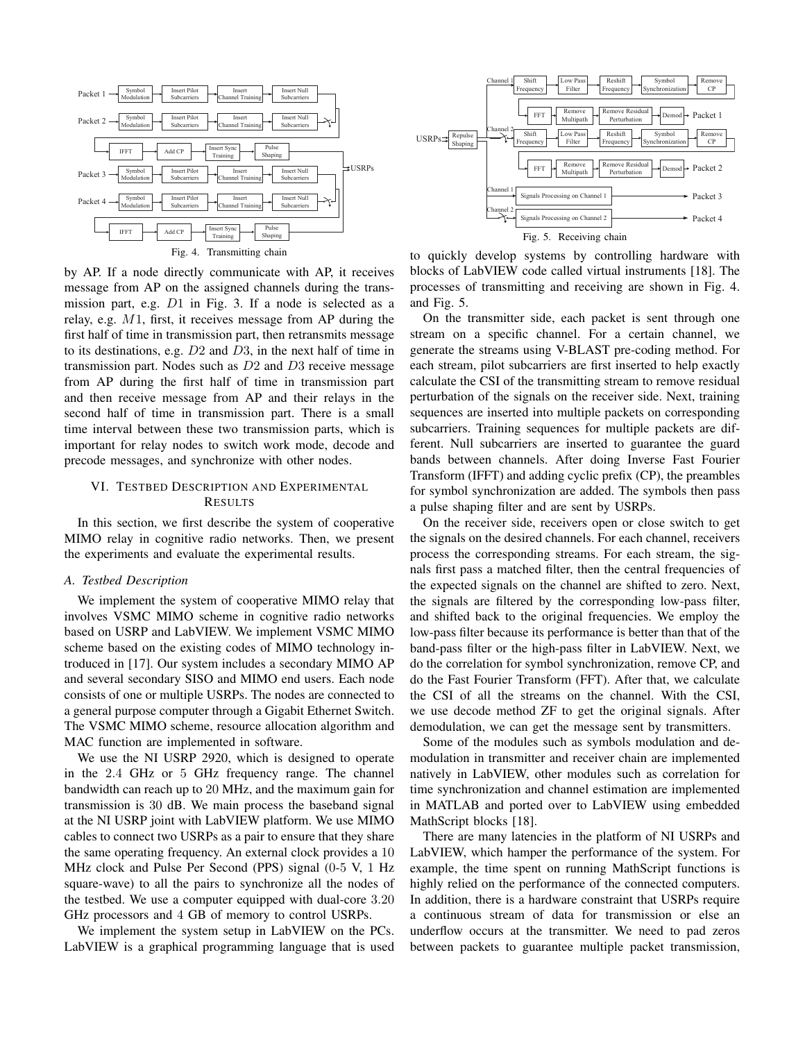Packet 1 → Symbol Modulation → Insert Pilot Subcarriers → Insert Channel Training → Insert Null Subcarriers

Packet 2 → Symbol Modulation → Insert Pilot Subcarriers → Insert Channel Training → Insert Null Subcarriers

IFFT → Add CP → Insert Sync Training → Pulse Shaping

Packet 3 → Symbol Modulation → Insert Pilot Subcarriers → Insert Channel Training → Insert Null Subcarriers

Packet 4 → Symbol Modulation → Insert Pilot Subcarriers → Insert Channel Training → Insert Null Subcarriers

IFFT → Add CP → Insert Sync Training → Pulse Shaping

USRPs

Fig. 4. Transmitting chain

by AP. If a node directly communicate with AP, it receives message from AP on the assigned channels during the transmission part, e.g. $D1$ in Fig. 3. If a node is selected as a relay, e.g. $M1$, first, it receives message from AP during the first half of time in transmission part, then retransmits message to its destinations, e.g. $D2$ and $D3$, in the next half of time in transmission part. Nodes such as $D2$ and $D3$ receive message from AP during the first half of time in transmission part and then receive message from AP and their relays in the second half of time in transmission part. There is a small time interval between these two transmission parts, which is important for relay nodes to switch work mode, decode and precode messages, and synchronize with other nodes.

## VI. Testbed Description and Experimental Results

In this section, we first describe the system of cooperative MIMO relay in cognitive radio networks. Then, we present the experiments and evaluate the experimental results.

### A. Testbed Description

We implement the system of cooperative MIMO relay that involves VSMC MIMO scheme in cognitive radio networks based on USRP and LabVIEW. We implement VSMC MIMO scheme based on the existing codes of MIMO technology introduced in [17]. Our system includes a secondary MIMO AP and several secondary SISO and MIMO end users. Each node consists of one or multiple USRPs. The nodes are connected to a general purpose computer through a Gigabit Ethernet Switch. The VSMC MIMO scheme, resource allocation algorithm and MAC function are implemented in software.

We use the NI USRP 2920, which is designed to operate in the 2.4 GHz or 5 GHz frequency range. The channel bandwidth can reach up to 20 MHz, and the maximum gain for transmission is 30 dB. We main process the baseband signal at the NI USRP joint with LabVIEW platform. We use MIMO cables to connect two USRPs as a pair to ensure that they share the same operating frequency. An external clock provides a 10 MHz clock and Pulse Per Second (PPS) signal (0-5 V, 1 Hz square-wave) to all the pairs to synchronize all the nodes of the testbed. We use a computer equipped with dual-core 3.20 GHz processors and 4 GB of memory to control USRPs.

We implement the system setup in LabVIEW on the PCs. LabVIEW is a graphical programming language that is used to quickly develop systems by controlling hardware with blocks of LabVIEW code called virtual instruments [18]. The processes of transmitting and receiving are shown in Fig. 4. and Fig. 5.

USRPs → Repulse Shaping

Channel 1 → Shift Frequency → Low Pass Filter → Reshift Frequency → Symbol Synchronization → Remove CP → FFT → Remove Multipath → Remove Residual Perturbation → Demod → Packet 1

Channel 2 → Shift Frequency → Low Pass Filter → Reshift Frequency → Symbol Synchronization → Remove CP → FFT → Remove Multipath → Remove Residual Perturbation → Demod → Packet 2

Channel 1 → Signals Processing on Channel 1 → Packet 3

Channel 2 → Signals Processing on Channel 2 → Packet 4

Fig. 5. Receiving chain

On the transmitter side, each packet is sent through one stream on a specific channel. For a certain channel, we generate the streams using V-BLAST pre-coding method. For each stream, pilot subcarriers are first inserted to help exactly calculate the CSI of the transmitting stream to remove residual perturbation of the signals on the receiver side. Next, training sequences are inserted into multiple packets on corresponding subcarriers. Training sequences for multiple packets are different. Null subcarriers are inserted to guarantee the guard bands between channels. After doing Inverse Fast Fourier Transform (IFFT) and adding cyclic prefix (CP), the preambles for symbol synchronization are added. The symbols then pass a pulse shaping filter and are sent by USRPs.

On the receiver side, receivers open or close switch to get the signals on the desired channels. For each channel, receivers process the corresponding streams. For each stream, the signals first pass a matched filter, then the central frequencies of the expected signals on the channel are shifted to zero. Next, the signals are filtered by the corresponding low-pass filter, and shifted back to the original frequencies. We employ the low-pass filter because its performance is better than that of the band-pass filter or the high-pass filter in LabVIEW. Next, we do the correlation for symbol synchronization, remove CP, and do the Fast Fourier Transform (FFT). After that, we calculate the CSI of all the streams on the channel. With the CSI, we use decode method ZF to get the original signals. After demodulation, we can get the message sent by transmitters.

Some of the modules such as symbols modulation and demodulation in transmitter and receiver chain are implemented natively in LabVIEW, other modules such as correlation for time synchronization and channel estimation are implemented in MATLAB and ported over to LabVIEW using embedded MathScript blocks [18].

There are many latencies in the platform of NI USRPs and LabVIEW, which hamper the performance of the system. For example, the time spent on running MathScript functions is highly relied on the performance of the connected computers. In addition, there is a hardware constraint that USRPs require a continuous stream of data for transmission or else an underflow occurs at the transmitter. We need to pad zeros between packets to guarantee multiple packet transmission,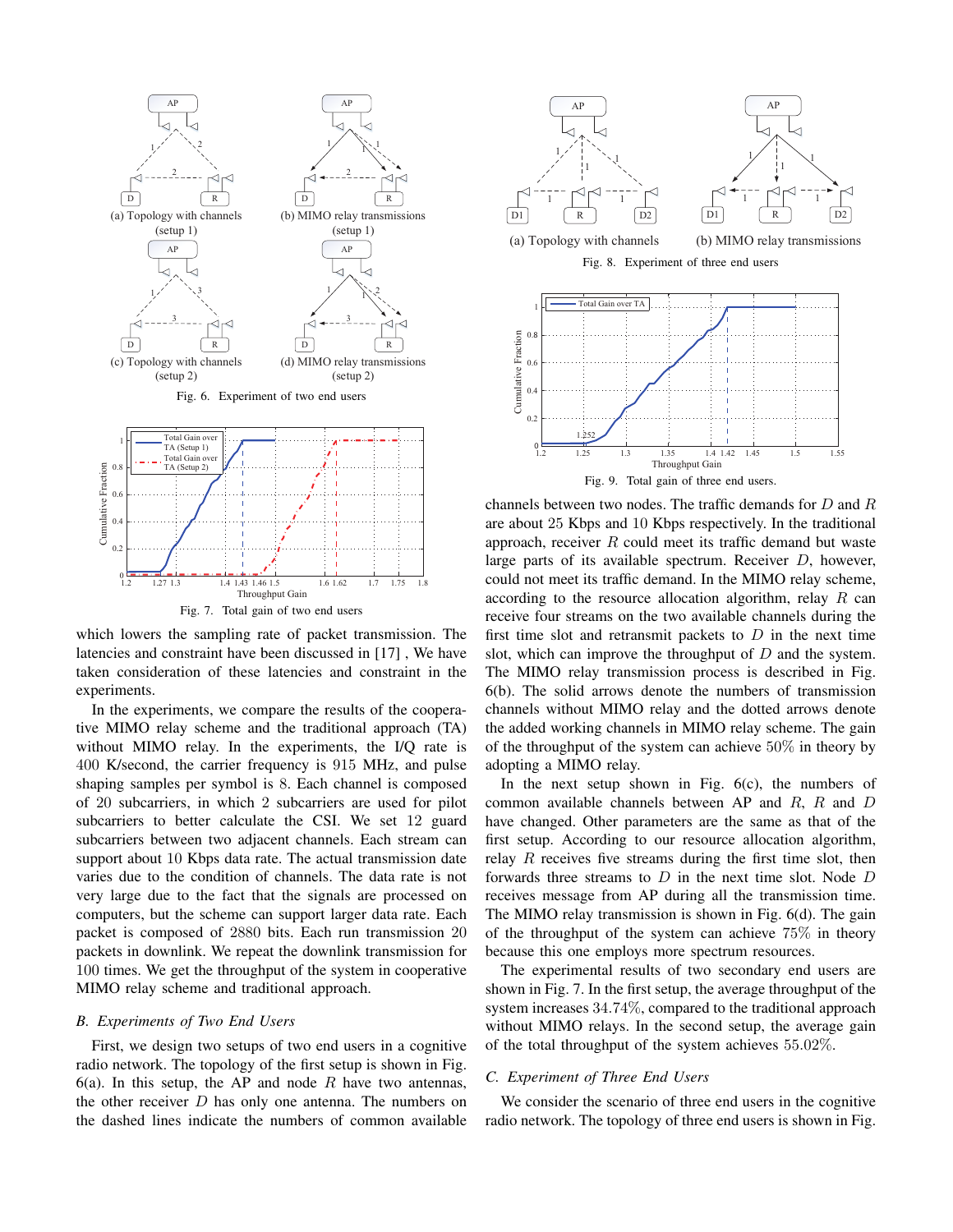Fig. 6. Experiment of two end users

Fig. 7. Total gain of two end users

which lowers the sampling rate of packet transmission. The latencies and constraint have been discussed in [17] , We have taken consideration of these latencies and constraint in the experiments.

In the experiments, we compare the results of the cooperative MIMO relay scheme and the traditional approach (TA) without MIMO relay. In the experiments, the I/Q rate is $400$ K/second, the carrier frequency is $915$ MHz, and pulse shaping samples per symbol is $8$. Each channel is composed of $20$ subcarriers, in which $2$ subcarriers are used for pilot subcarriers to better calculate the CSI. We set $12$ guard subcarriers between two adjacent channels. Each stream can support about $10$ Kbps data rate. The actual transmission date varies due to the condition of channels. The data rate is not very large due to the fact that the signals are processed on computers, but the scheme can support larger data rate. Each packet is composed of $2880$ bits. Each run transmission $20$ packets in downlink. We repeat the downlink transmission for $100$ times. We get the throughput of the system in cooperative MIMO relay scheme and traditional approach.

## *B. Experiments of Two End Users*

First, we design two setups of two end users in a cognitive radio network. The topology of the first setup is shown in Fig. 6(a). In this setup, the AP and node $R$ have two antennas, the other receiver $D$ has only one antenna. The numbers on the dashed lines indicate the numbers of common available channels between two nodes. The traffic demands for $D$ and $R$ are about $25$ Kbps and $10$ Kbps respectively. In the traditional approach, receiver $R$ could meet its traffic demand but waste large parts of its available spectrum. Receiver $D$, however, could not meet its traffic demand. In the MIMO relay scheme, according to the resource allocation algorithm, relay $R$ can receive four streams on the two available channels during the first time slot and retransmit packets to $D$ in the next time slot, which can improve the throughput of $D$ and the system. The MIMO relay transmission process is described in Fig. 6(b). The solid arrows denote the numbers of transmission channels without MIMO relay and the dotted arrows denote the added working channels in MIMO relay scheme. The gain of the throughput of the system can achieve $50\%$ in theory by adopting a MIMO relay.

In the next setup shown in Fig. 6(c), the numbers of common available channels between AP and $R$, $R$ and $D$ have changed. Other parameters are the same as that of the first setup. According to our resource allocation algorithm, relay $R$ receives five streams during the first time slot, then forwards three streams to $D$ in the next time slot. Node $D$ receives message from AP during all the transmission time. The MIMO relay transmission is shown in Fig. 6(d). The gain of the throughput of the system can achieve $75\%$ in theory because this one employs more spectrum resources.

The experimental results of two secondary end users are shown in Fig. 7. In the first setup, the average throughput of the system increases $34.74\%$, compared to the traditional approach without MIMO relays. In the second setup, the average gain of the total throughput of the system achieves $55.02\%$.

## *C. Experiment of Three End Users*

We consider the scenario of three end users in the cognitive radio network. The topology of three end users is shown in Fig.

Fig. 8. Experiment of three end users

Fig. 9. Total gain of three end users.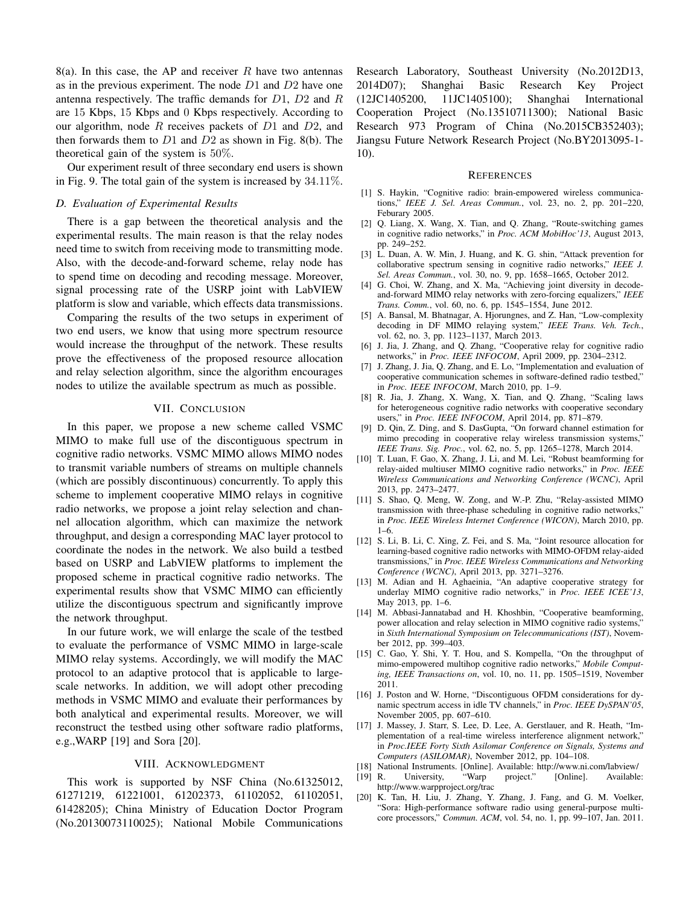8(a). In this case, the AP and receiver $R$ have two antennas as in the previous experiment. The node $D1$ and $D2$ have one antenna respectively. The traffic demands for $D1$, $D2$ and $R$ are 15 Kbps, 15 Kbps and 0 Kbps respectively. According to our algorithm, node $R$ receives packets of $D1$ and $D2$, and then forwards them to $D1$ and $D2$ as shown in Fig. 8(b). The theoretical gain of the system is $50\%$.

Our experiment result of three secondary end users is shown in Fig. 9. The total gain of the system is increased by $34.11\%$.

### D. Evaluation of Experimental Results

There is a gap between the theoretical analysis and the experimental results. The main reason is that the relay nodes need time to switch from receiving mode to transmitting mode. Also, with the decode-and-forward scheme, relay node has to spend time on decoding and recoding message. Moreover, signal processing rate of the USRP joint with LabVIEW platform is slow and variable, which effects data transmissions.

Comparing the results of the two setups in experiment of two end users, we know that using more spectrum resource would increase the throughput of the network. These results prove the effectiveness of the proposed resource allocation and relay selection algorithm, since the algorithm encourages nodes to utilize the available spectrum as much as possible.

## VII. Conclusion

In this paper, we propose a new scheme called VSMC MIMO to make full use of the discontiguous spectrum in cognitive radio networks. VSMC MIMO allows MIMO nodes to transmit variable numbers of streams on multiple channels (which are possibly discontinuous) concurrently. To apply this scheme to implement cooperative MIMO relays in cognitive radio networks, we propose a joint relay selection and channel allocation algorithm, which can maximize the network throughput, and design a corresponding MAC layer protocol to coordinate the nodes in the network. We also build a testbed based on USRP and LabVIEW platforms to implement the proposed scheme in practical cognitive radio networks. The experimental results show that VSMC MIMO can efficiently utilize the discontiguous spectrum and significantly improve the network throughput.

In our future work, we will enlarge the scale of the testbed to evaluate the performance of VSMC MIMO in large-scale MIMO relay systems. Accordingly, we will modify the MAC protocol to an adaptive protocol that is applicable to large-scale networks. In addition, we will adopt other precoding methods in VSMC MIMO and evaluate their performances by both analytical and experimental results. Moreover, we will reconstruct the testbed using other software radio platforms, e.g.,WARP [19] and Sora [20].

## VIII. Acknowledgment

This work is supported by NSF China (No.61325012, 61271219, 61221001, 61202373, 61102052, 61102051, 61428205); China Ministry of Education Doctor Program (No.20130073110025); National Mobile Communications Research Laboratory, Southeast University (No.2012D13, 2014D07); Shanghai Basic Research Key Project (12JC1405200, 11JC1405100); Shanghai International Cooperation Project (No.13510711300); National Basic Research 973 Program of China (No.2015CB352403); Jiangsu Future Network Research Project (No.BY2013095-1-10).

## References

[1] S. Haykin, "Cognitive radio: brain-empowered wireless communications," *IEEE J. Sel. Areas Commun.*, vol. 23, no. 2, pp. 201–220, Feburary 2005.

[2] Q. Liang, X. Wang, X. Tian, and Q. Zhang, "Route-switching games in cognitive radio networks," in *Proc. ACM MobiHoc'13*, August 2013, pp. 249–252.

[3] L. Duan, A. W. Min, J. Huang, and K. G. shin, "Attack prevention for collaborative spectrum sensing in cognitive radio networks," *IEEE J. Sel. Areas Commun.*, vol. 30, no. 9, pp. 1658–1665, October 2012.

[4] G. Choi, W. Zhang, and X. Ma, "Achieving joint diversity in decode-and-forward MIMO relay networks with zero-forcing equalizers," *IEEE Trans. Comm.*, vol. 60, no. 6, pp. 1545–1554, June 2012.

[5] A. Bansal, M. Bhatnagar, A. Hjorungnes, and Z. Han, "Low-complexity decoding in DF MIMO relaying system," *IEEE Trans. Veh. Tech.*, vol. 62, no. 3, pp. 1123–1137, March 2013.

[6] J. Jia, J. Zhang, and Q. Zhang, "Cooperative relay for cognitive radio networks," in *Proc. IEEE INFOCOM*, April 2009, pp. 2304–2312.

[7] J. Zhang, J. Jia, Q. Zhang, and E. Lo, "Implementation and evaluation of cooperative communication schemes in software-defined radio testbed," in *Proc. IEEE INFOCOM*, March 2010, pp. 1–9.

[8] R. Jia, J. Zhang, X. Wang, X. Tian, and Q. Zhang, "Scaling laws for heterogeneous cognitive radio networks with cooperative secondary users," in *Proc. IEEE INFOCOM*, April 2014, pp. 871–879.

[9] D. Qin, Z. Ding, and S. DasGupta, "On forward channel estimation for mimo precoding in cooperative relay wireless transmission systems," *IEEE Trans. Sig. Proc.*, vol. 62, no. 5, pp. 1265–1278, March 2014.

[10] T. Luan, F. Gao, X. Zhang, J. Li, and M. Lei, "Robust beamforming for relay-aided multiuser MIMO cognitive radio networks," in *Proc. IEEE Wireless Communications and Networking Conference (WCNC)*, April 2013, pp. 2473–2477.

[11] S. Shao, Q. Meng, W. Zong, and W.-P. Zhu, "Relay-assisted MIMO transmission with three-phase scheduling in cognitive radio networks," in *Proc. IEEE Wireless Internet Conference (WICON)*, March 2010, pp. 1–6.

[12] S. Li, B. Li, C. Xing, Z. Fei, and S. Ma, "Joint resource allocation for learning-based cognitive radio networks with MIMO-OFDM relay-aided transmissions," in *Proc. IEEE Wireless Communications and Networking Conference (WCNC)*, April 2013, pp. 3271–3276.

[13] M. Adian and H. Aghaeinia, "An adaptive cooperative strategy for underlay MIMO cognitive radio networks," in *Proc. IEEE ICEE'13*, May 2013, pp. 1–6.

[14] M. Abbasi-Jannatabad and H. Khoshbin, "Cooperative beamforming, power allocation and relay selection in MIMO cognitive radio systems," in *Sixth International Symposium on Telecommunications (IST)*, November 2012, pp. 399–403.

[15] C. Gao, Y. Shi, Y. T. Hou, and S. Kompella, "On the throughput of mimo-empowered multihop cognitive radio networks," *Mobile Computing, IEEE Transactions on*, vol. 10, no. 11, pp. 1505–1519, November 2011.

[16] J. Poston and W. Horne, "Discontiguous OFDM considerations for dynamic spectrum access in idle TV channels," in *Proc. IEEE DySPAN'05*, November 2005, pp. 607–610.

[17] J. Massey, J. Starr, S. Lee, D. Lee, A. Gerstlauer, and R. Heath, "Implementation of a real-time wireless interference alignment network," in *Proc.IEEE Forty Sixth Asilomar Conference on Signals, Systems and Computers (ASILOMAR)*, November 2012, pp. 104–108.

[18] National Instruments. [Online]. Available: http://www.ni.com/labview/

[19] R. University, "Warp project." [Online]. Available: http://www.warpproject.org/trac

[20] K. Tan, H. Liu, J. Zhang, Y. Zhang, J. Fang, and G. M. Voelker, "Sora: High-performance software radio using general-purpose multi-core processors," *Commun. ACM*, vol. 54, no. 1, pp. 99–107, Jan. 2011.